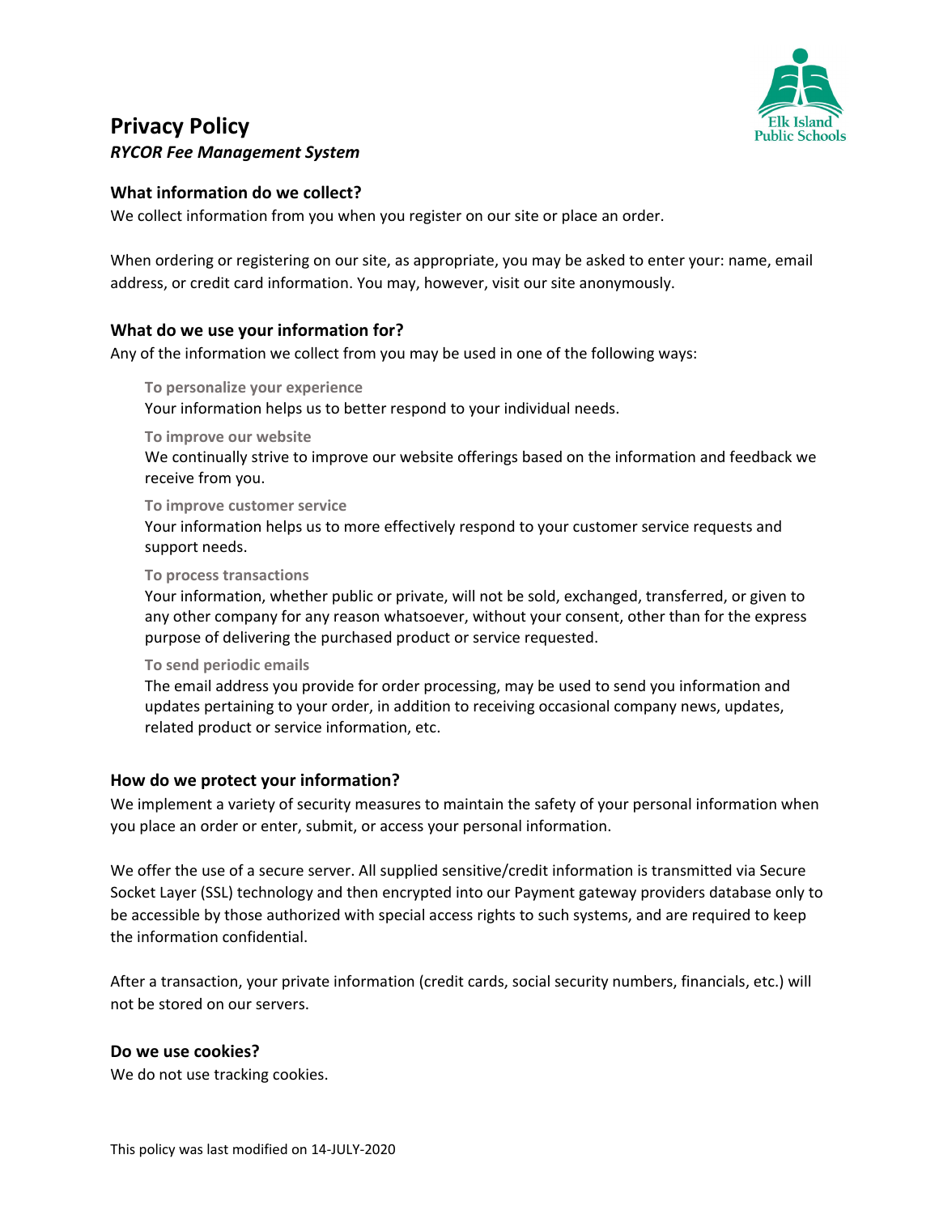# Privacy Policy

***RYCOR Fee Management System***

## What information do we collect?

We collect information from you when you register on our site or place an order.

When ordering or registering on our site, as appropriate, you may be asked to enter your: name, email address, or credit card information. You may, however, visit our site anonymously.

## What do we use your information for?

Any of the information we collect from you may be used in one of the following ways:

**To personalize your experience**
Your information helps us to better respond to your individual needs.

**To improve our website**
We continually strive to improve our website offerings based on the information and feedback we receive from you.

**To improve customer service**
Your information helps us to more effectively respond to your customer service requests and support needs.

**To process transactions**
Your information, whether public or private, will not be sold, exchanged, transferred, or given to any other company for any reason whatsoever, without your consent, other than for the express purpose of delivering the purchased product or service requested.

**To send periodic emails**
The email address you provide for order processing, may be used to send you information and updates pertaining to your order, in addition to receiving occasional company news, updates, related product or service information, etc.

## How do we protect your information?

We implement a variety of security measures to maintain the safety of your personal information when you place an order or enter, submit, or access your personal information.

We offer the use of a secure server. All supplied sensitive/credit information is transmitted via Secure Socket Layer (SSL) technology and then encrypted into our Payment gateway providers database only to be accessible by those authorized with special access rights to such systems, and are required to keep the information confidential.

After a transaction, your private information (credit cards, social security numbers, financials, etc.) will not be stored on our servers.

## Do we use cookies?

We do not use tracking cookies.

This policy was last modified on 14-JULY-2020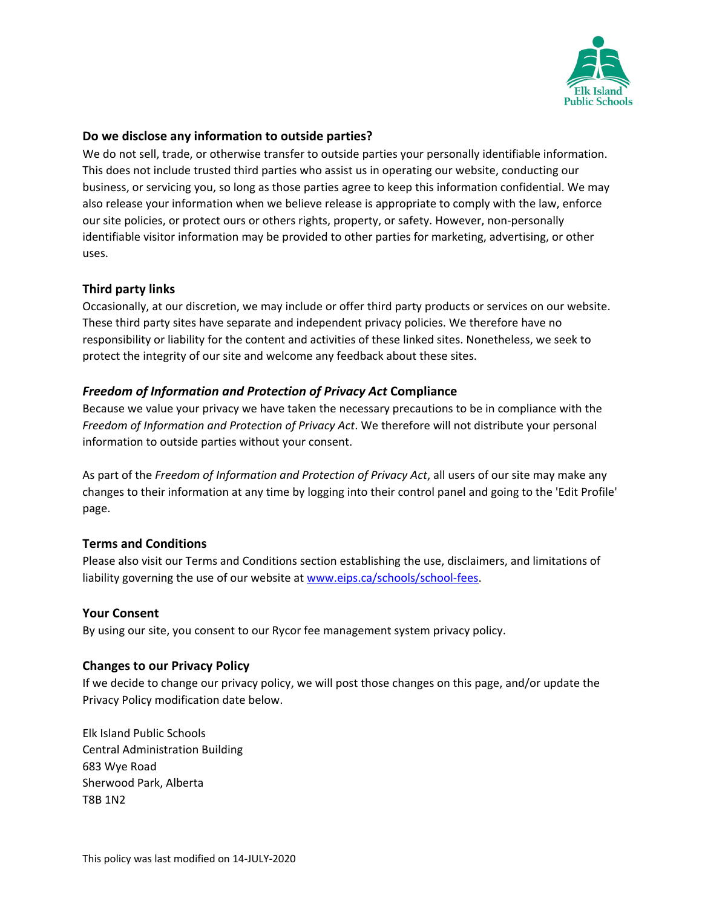### Do we disclose any information to outside parties?

We do not sell, trade, or otherwise transfer to outside parties your personally identifiable information. This does not include trusted third parties who assist us in operating our website, conducting our business, or servicing you, so long as those parties agree to keep this information confidential. We may also release your information when we believe release is appropriate to comply with the law, enforce our site policies, or protect ours or others rights, property, or safety. However, non-personally identifiable visitor information may be provided to other parties for marketing, advertising, or other uses.

### Third party links

Occasionally, at our discretion, we may include or offer third party products or services on our website. These third party sites have separate and independent privacy policies. We therefore have no responsibility or liability for the content and activities of these linked sites. Nonetheless, we seek to protect the integrity of our site and welcome any feedback about these sites.

### *Freedom of Information and Protection of Privacy Act* Compliance

Because we value your privacy we have taken the necessary precautions to be in compliance with the *Freedom of Information and Protection of Privacy Act*. We therefore will not distribute your personal information to outside parties without your consent.

As part of the *Freedom of Information and Protection of Privacy Act*, all users of our site may make any changes to their information at any time by logging into their control panel and going to the 'Edit Profile' page.

### Terms and Conditions

Please also visit our Terms and Conditions section establishing the use, disclaimers, and limitations of liability governing the use of our website at [www.eips.ca/schools/school-fees](www.eips.ca/schools/school-fees).

### Your Consent

By using our site, you consent to our Rycor fee management system privacy policy.

### Changes to our Privacy Policy

If we decide to change our privacy policy, we will post those changes on this page, and/or update the Privacy Policy modification date below.

Elk Island Public Schools
Central Administration Building
683 Wye Road
Sherwood Park, Alberta
T8B 1N2

This policy was last modified on 14-JULY-2020